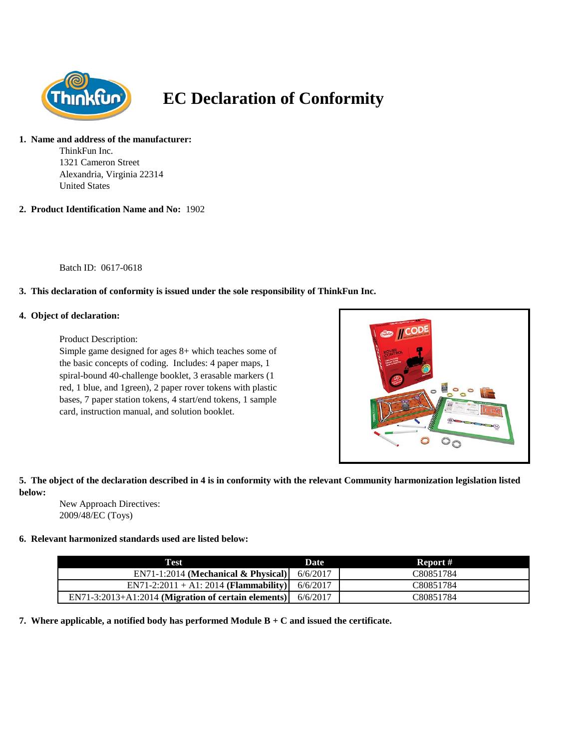# EC Declaration of Conformity

1. **Name and address of the manufacturer:**

   ThinkFun Inc.
   1321 Cameron Street
   Alexandria, Virginia 22314
   United States

2. **Product Identification Name and No:** 1902

   Batch ID: 0617-0618

3. **This declaration of conformity is issued under the sole responsibility of ThinkFun Inc.**

4. **Object of declaration:**

   Product Description:
   Simple game designed for ages 8+ which teaches some of the basic concepts of coding. Includes: 4 paper maps, 1 spiral-bound 40-challenge booklet, 3 erasable markers (1 red, 1 blue, and 1green), 2 paper rover tokens with plastic bases, 7 paper station tokens, 4 start/end tokens, 1 sample card, instruction manual, and solution booklet.

5. **The object of the declaration described in 4 is in conformity with the relevant Community harmonization legislation listed below:**

   New Approach Directives:
   2009/48/EC (Toys)

6. **Relevant harmonized standards used are listed below:**

| Test | Date | Report # |
|---|---|---|
| EN71-1:2014 **(Mechanical & Physical)** | 6/6/2017 | C80851784 |
| EN71-2:2011 + A1: 2014 **(Flammability)** | 6/6/2017 | C80851784 |
| EN71-3:2013+A1:2014 **(Migration of certain elements)** | 6/6/2017 | C80851784 |

7. **Where applicable, a notified body has performed Module B + C and issued the certificate.**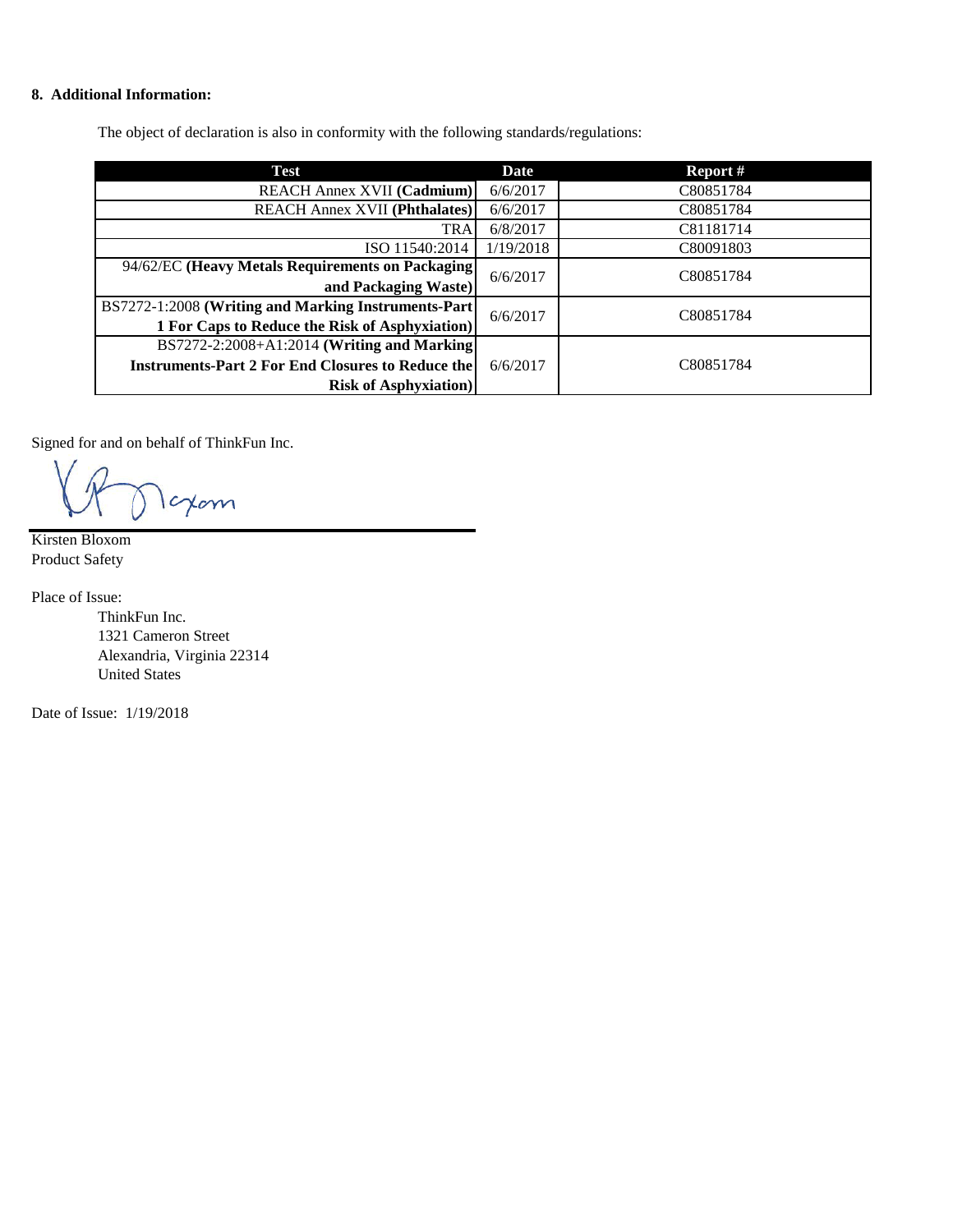**8. Additional Information:**

The object of declaration is also in conformity with the following standards/regulations:

| Test | Date | Report # |
|---|---|---|
| REACH Annex XVII **(Cadmium)** | 6/6/2017 | C80851784 |
| REACH Annex XVII **(Phthalates)** | 6/6/2017 | C80851784 |
| TRA | 6/8/2017 | C81181714 |
| ISO 11540:2014 | 1/19/2018 | C80091803 |
| 94/62/EC **(Heavy Metals Requirements on Packaging and Packaging Waste)** | 6/6/2017 | C80851784 |
| BS7272-1:2008 **(Writing and Marking Instruments-Part 1 For Caps to Reduce the Risk of Asphyxiation)** | 6/6/2017 | C80851784 |
| BS7272-2:2008+A1:2014 **(Writing and Marking Instruments-Part 2 For End Closures to Reduce the Risk of Asphyxiation)** | 6/6/2017 | C80851784 |

Signed for and on behalf of ThinkFun Inc.

Kirsten Bloxom
Product Safety

Place of Issue:

ThinkFun Inc.
1321 Cameron Street
Alexandria, Virginia 22314
United States

Date of Issue: 1/19/2018